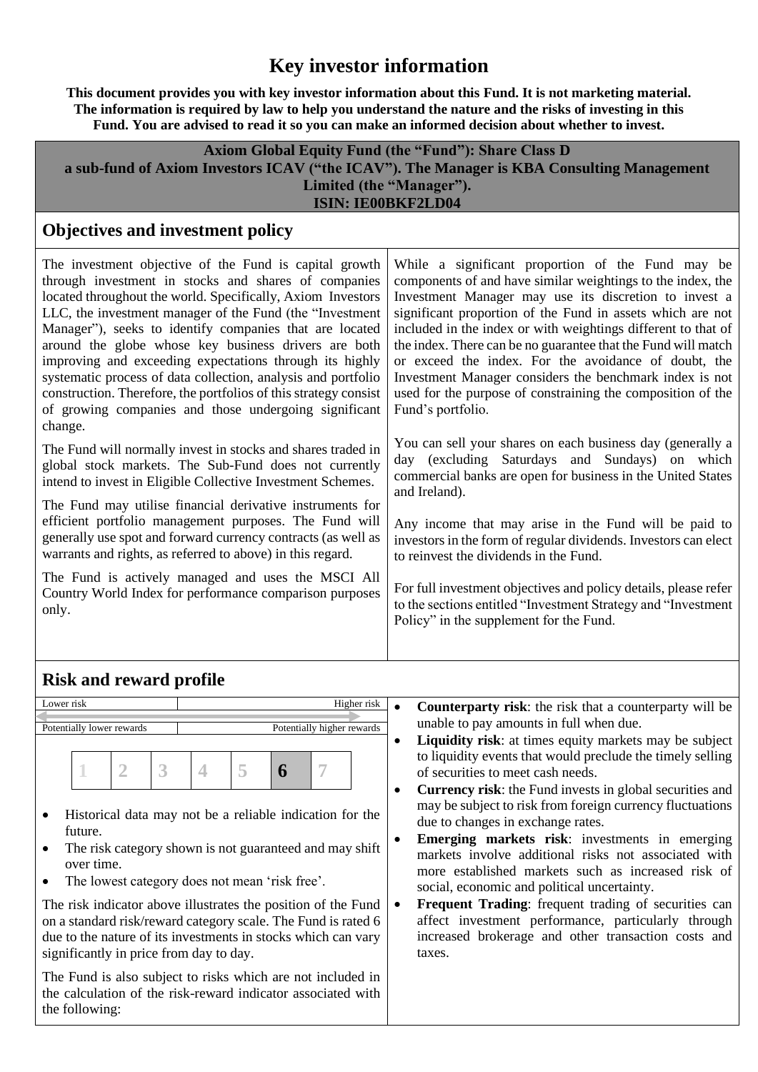# Key investor information

**This document provides you with key investor information about this Fund. It is not marketing material. The information is required by law to help you understand the nature and the risks of investing in this Fund. You are advised to read it so you can make an informed decision about whether to invest.**

**Axiom Global Equity Fund (the "Fund"): Share Class D**
**a sub-fund of Axiom Investors ICAV ("the ICAV"). The Manager is KBA Consulting Management Limited (the "Manager").**
**ISIN: IE00BKF2LD04**

## Objectives and investment policy

The investment objective of the Fund is capital growth through investment in stocks and shares of companies located throughout the world. Specifically, Axiom Investors LLC, the investment manager of the Fund (the "Investment Manager"), seeks to identify companies that are located around the globe whose key business drivers are both improving and exceeding expectations through its highly systematic process of data collection, analysis and portfolio construction. Therefore, the portfolios of this strategy consist of growing companies and those undergoing significant change.

The Fund will normally invest in stocks and shares traded in global stock markets. The Sub-Fund does not currently intend to invest in Eligible Collective Investment Schemes.

The Fund may utilise financial derivative instruments for efficient portfolio management purposes. The Fund will generally use spot and forward currency contracts (as well as warrants and rights, as referred to above) in this regard.

The Fund is actively managed and uses the MSCI All Country World Index for performance comparison purposes only.

While a significant proportion of the Fund may be components of and have similar weightings to the index, the Investment Manager may use its discretion to invest a significant proportion of the Fund in assets which are not included in the index or with weightings different to that of the index. There can be no guarantee that the Fund will match or exceed the index. For the avoidance of doubt, the Investment Manager considers the benchmark index is not used for the purpose of constraining the composition of the Fund's portfolio.

You can sell your shares on each business day (generally a day (excluding Saturdays and Sundays) on which commercial banks are open for business in the United States and Ireland).

Any income that may arise in the Fund will be paid to investors in the form of regular dividends. Investors can elect to reinvest the dividends in the Fund.

For full investment objectives and policy details, please refer to the sections entitled "Investment Strategy and "Investment Policy" in the supplement for the Fund.

## Risk and reward profile

| Lower risk | Higher risk |
|---|---|
| Potentially lower rewards | Potentially higher rewards |

| 1 | 2 | 3 | 4 | 5 | **6** | 7 |
|---|---|---|---|---|---|---|

- Historical data may not be a reliable indication for the future.
- The risk category shown is not guaranteed and may shift over time.
- The lowest category does not mean 'risk free'.

The risk indicator above illustrates the position of the Fund on a standard risk/reward category scale. The Fund is rated 6 due to the nature of its investments in stocks which can vary significantly in price from day to day.

The Fund is also subject to risks which are not included in the calculation of the risk-reward indicator associated with the following:

- **Counterparty risk**: the risk that a counterparty will be unable to pay amounts in full when due.
- **Liquidity risk**: at times equity markets may be subject to liquidity events that would preclude the timely selling of securities to meet cash needs.
- **Currency risk**: the Fund invests in global securities and may be subject to risk from foreign currency fluctuations due to changes in exchange rates.
- **Emerging markets risk**: investments in emerging markets involve additional risks not associated with more established markets such as increased risk of social, economic and political uncertainty.
- **Frequent Trading**: frequent trading of securities can affect investment performance, particularly through increased brokerage and other transaction costs and taxes.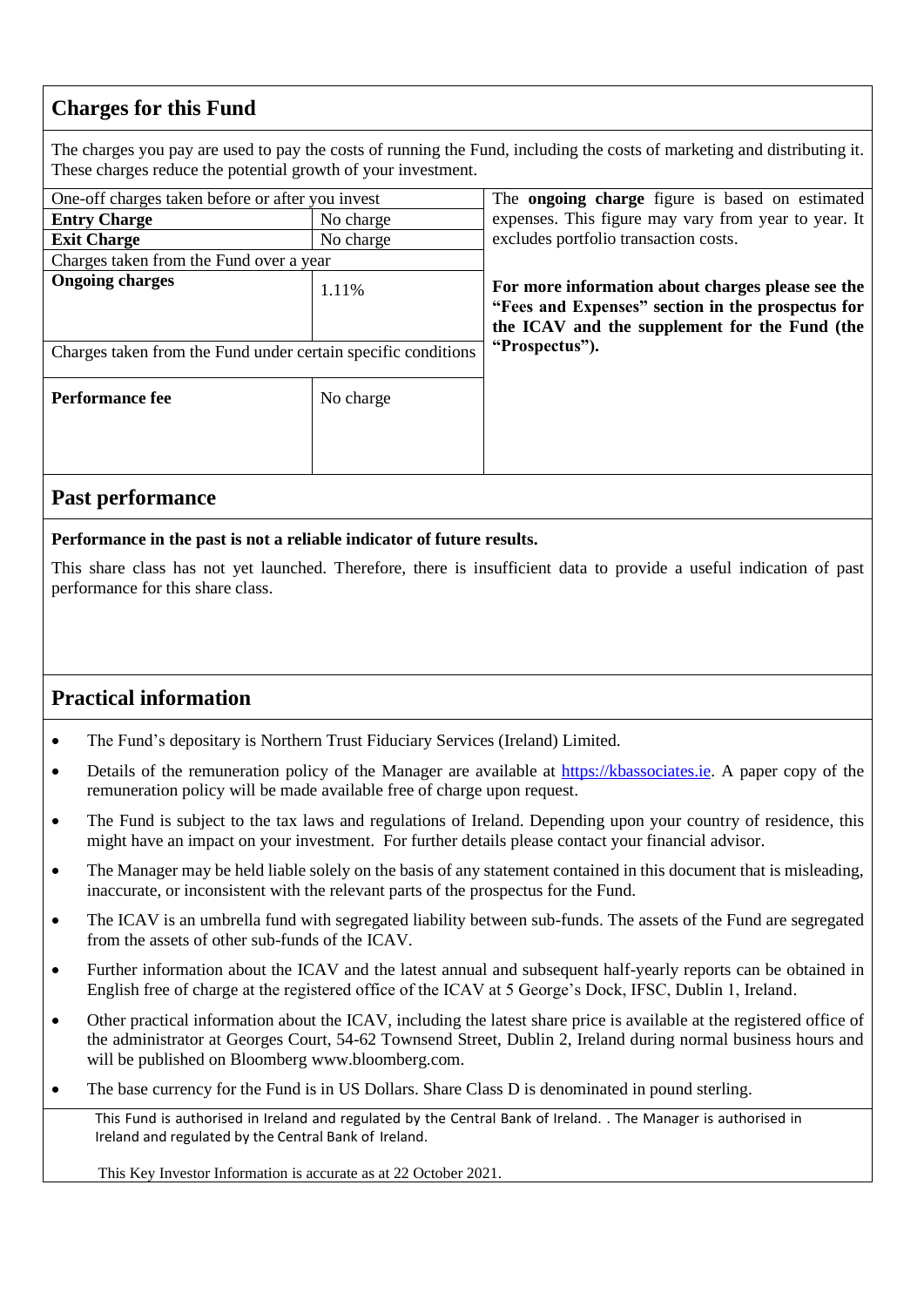## Charges for this Fund

The charges you pay are used to pay the costs of running the Fund, including the costs of marketing and distributing it. These charges reduce the potential growth of your investment.

| | |
|---|---|
| One-off charges taken before or after you invest | |
| **Entry Charge** | No charge |
| **Exit Charge** | No charge |
| Charges taken from the Fund over a year | |
| **Ongoing charges** | 1.11% |
| Charges taken from the Fund under certain specific conditions | |
| **Performance fee** | No charge |

The **ongoing charge** figure is based on estimated expenses. This figure may vary from year to year. It excludes portfolio transaction costs.

**For more information about charges please see the "Fees and Expenses" section in the prospectus for the ICAV and the supplement for the Fund (the "Prospectus").**

## Past performance

**Performance in the past is not a reliable indicator of future results.**

This share class has not yet launched. Therefore, there is insufficient data to provide a useful indication of past performance for this share class.

## Practical information

- The Fund's depositary is Northern Trust Fiduciary Services (Ireland) Limited.
- Details of the remuneration policy of the Manager are available at https://kbassociates.ie. A paper copy of the remuneration policy will be made available free of charge upon request.
- The Fund is subject to the tax laws and regulations of Ireland. Depending upon your country of residence, this might have an impact on your investment. For further details please contact your financial advisor.
- The Manager may be held liable solely on the basis of any statement contained in this document that is misleading, inaccurate, or inconsistent with the relevant parts of the prospectus for the Fund.
- The ICAV is an umbrella fund with segregated liability between sub-funds. The assets of the Fund are segregated from the assets of other sub-funds of the ICAV.
- Further information about the ICAV and the latest annual and subsequent half-yearly reports can be obtained in English free of charge at the registered office of the ICAV at 5 George's Dock, IFSC, Dublin 1, Ireland.
- Other practical information about the ICAV, including the latest share price is available at the registered office of the administrator at Georges Court, 54-62 Townsend Street, Dublin 2, Ireland during normal business hours and will be published on Bloomberg www.bloomberg.com.
- The base currency for the Fund is in US Dollars. Share Class D is denominated in pound sterling.

This Fund is authorised in Ireland and regulated by the Central Bank of Ireland. . The Manager is authorised in Ireland and regulated by the Central Bank of Ireland.

This Key Investor Information is accurate as at 22 October 2021.